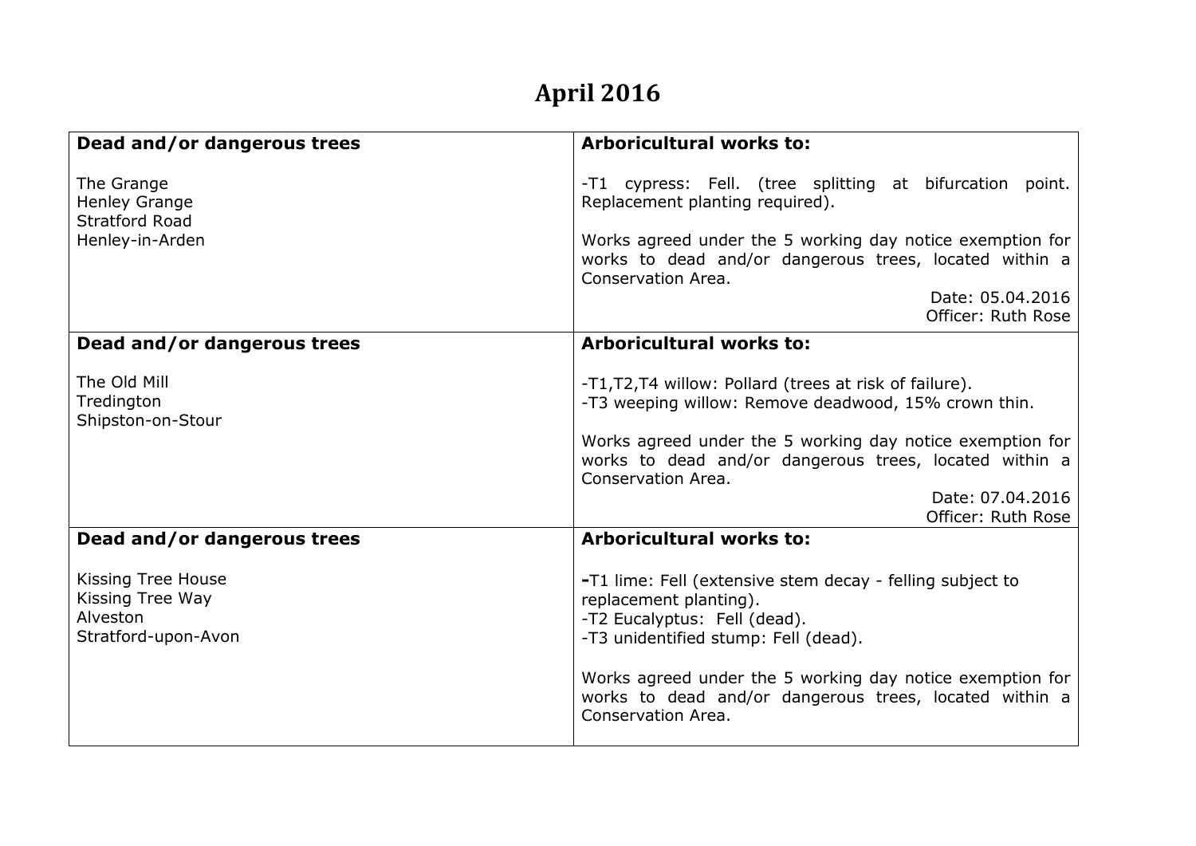# April 2016

| Dead and/or dangerous trees | Arboricultural works to: |
| --- | --- |
| The Grange<br>Henley Grange<br>Stratford Road<br>Henley-in-Arden | -T1 cypress: Fell. (tree splitting at bifurcation point. Replacement planting required).<br><br>Works agreed under the 5 working day notice exemption for works to dead and/or dangerous trees, located within a Conservation Area.<br>Date: 05.04.2016<br>Officer: Ruth Rose |
| **Dead and/or dangerous trees** | **Arboricultural works to:** |
| The Old Mill<br>Tredington<br>Shipston-on-Stour | -T1,T2,T4 willow: Pollard (trees at risk of failure).<br>-T3 weeping willow: Remove deadwood, 15% crown thin.<br><br>Works agreed under the 5 working day notice exemption for works to dead and/or dangerous trees, located within a Conservation Area.<br>Date: 07.04.2016<br>Officer: Ruth Rose |
| **Dead and/or dangerous trees** | **Arboricultural works to:** |
| Kissing Tree House<br>Kissing Tree Way<br>Alveston<br>Stratford-upon-Avon | -T1 lime: Fell (extensive stem decay - felling subject to replacement planting).<br>-T2 Eucalyptus: Fell (dead).<br>-T3 unidentified stump: Fell (dead).<br><br>Works agreed under the 5 working day notice exemption for works to dead and/or dangerous trees, located within a Conservation Area. |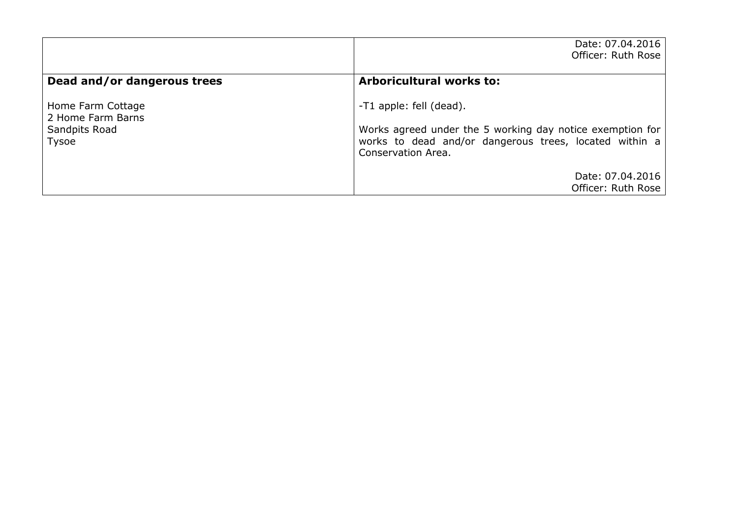| | |
|---|---|
| | Date: 07.04.2016<br>Officer: Ruth Rose |
| **Dead and/or dangerous trees**<br><br>Home Farm Cottage<br>2 Home Farm Barns<br>Sandpits Road<br>Tysoe | **Arboricultural works to:**<br><br>-T1 apple: fell (dead).<br><br>Works agreed under the 5 working day notice exemption for works to dead and/or dangerous trees, located within a Conservation Area.<br><br>Date: 07.04.2016<br>Officer: Ruth Rose |